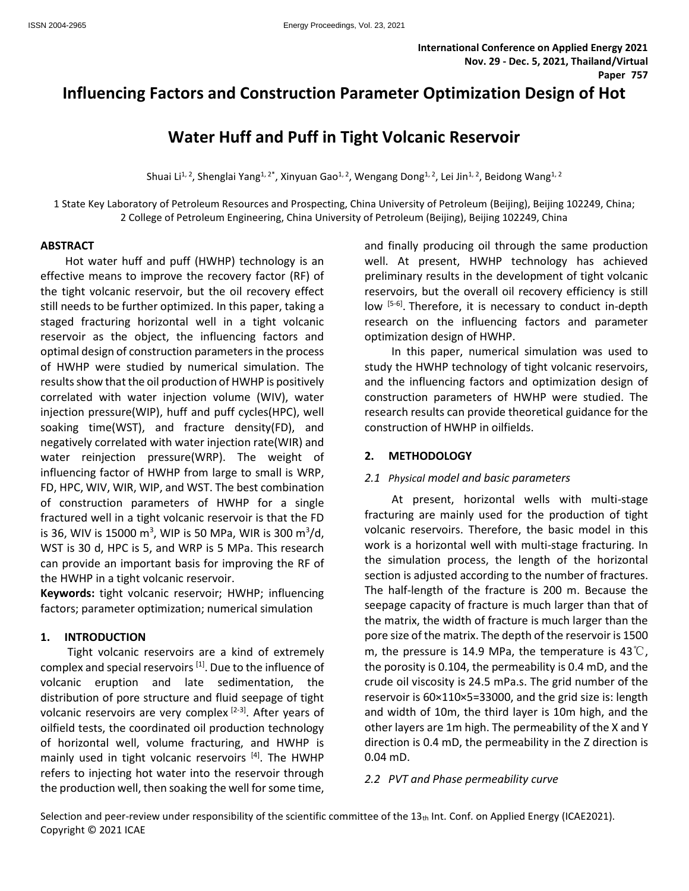International Conference on Applied Energy 2021
Nov. 29 - Dec. 5, 2021, Thailand/Virtual
Paper 757

# Influencing Factors and Construction Parameter Optimization Design of Hot Water Huff and Puff in Tight Volcanic Reservoir

Shuai Li[1, 2], Shenglai Yang[1, 2*], Xinyuan Gao[1, 2], Wengang Dong[1, 2], Lei Jin[1, 2], Beidong Wang[1, 2]

1 State Key Laboratory of Petroleum Resources and Prospecting, China University of Petroleum (Beijing), Beijing 102249, China;
2 College of Petroleum Engineering, China University of Petroleum (Beijing), Beijing 102249, China

## ABSTRACT

Hot water huff and puff (HWHP) technology is an effective means to improve the recovery factor (RF) of the tight volcanic reservoir, but the oil recovery effect still needs to be further optimized. In this paper, taking a staged fracturing horizontal well in a tight volcanic reservoir as the object, the influencing factors and optimal design of construction parameters in the process of HWHP were studied by numerical simulation. The results show that the oil production of HWHP is positively correlated with water injection volume (WIV), water injection pressure(WIP), huff and puff cycles(HPC), well soaking time(WST), and fracture density(FD), and negatively correlated with water injection rate(WIR) and water reinjection pressure(WRP). The weight of influencing factor of HWHP from large to small is WRP, FD, HPC, WIV, WIR, WIP, and WST. The best combination of construction parameters of HWHP for a single fractured well in a tight volcanic reservoir is that the FD is 36, WIV is 15000 $m^3$, WIP is 50 MPa, WIR is 300 $m^3$/d, WST is 30 d, HPC is 5, and WRP is 5 MPa. This research can provide an important basis for improving the RF of the HWHP in a tight volcanic reservoir.

**Keywords:** tight volcanic reservoir; HWHP; influencing factors; parameter optimization; numerical simulation

## 1. INTRODUCTION

Tight volcanic reservoirs are a kind of extremely complex and special reservoirs [1]. Due to the influence of volcanic eruption and late sedimentation, the distribution of pore structure and fluid seepage of tight volcanic reservoirs are very complex [2-3]. After years of oilfield tests, the coordinated oil production technology of horizontal well, volume fracturing, and HWHP is mainly used in tight volcanic reservoirs [4]. The HWHP refers to injecting hot water into the reservoir through the production well, then soaking the well for some time, and finally producing oil through the same production well. At present, HWHP technology has achieved preliminary results in the development of tight volcanic reservoirs, but the overall oil recovery efficiency is still low [5-6]. Therefore, it is necessary to conduct in-depth research on the influencing factors and parameter optimization design of HWHP.

In this paper, numerical simulation was used to study the HWHP technology of tight volcanic reservoirs, and the influencing factors and optimization design of construction parameters of HWHP were studied. The research results can provide theoretical guidance for the construction of HWHP in oilfields.

## 2. METHODOLOGY

### 2.1 Physical model and basic parameters

At present, horizontal wells with multi-stage fracturing are mainly used for the production of tight volcanic reservoirs. Therefore, the basic model in this work is a horizontal well with multi-stage fracturing. In the simulation process, the length of the horizontal section is adjusted according to the number of fractures. The half-length of the fracture is 200 m. Because the seepage capacity of fracture is much larger than that of the matrix, the width of fracture is much larger than the pore size of the matrix. The depth of the reservoir is 1500 m, the pressure is 14.9 MPa, the temperature is 43℃, the porosity is 0.104, the permeability is 0.4 mD, and the crude oil viscosity is 24.5 mPa.s. The grid number of the reservoir is 60×110×5=33000, and the grid size is: length and width of 10m, the third layer is 10m high, and the other layers are 1m high. The permeability of the X and Y direction is 0.4 mD, the permeability in the Z direction is 0.04 mD.

### 2.2 PVT and Phase permeability curve

Selection and peer-review under responsibility of the scientific committee of the 13th Int. Conf. on Applied Energy (ICAE2021).
Copyright © 2021 ICAE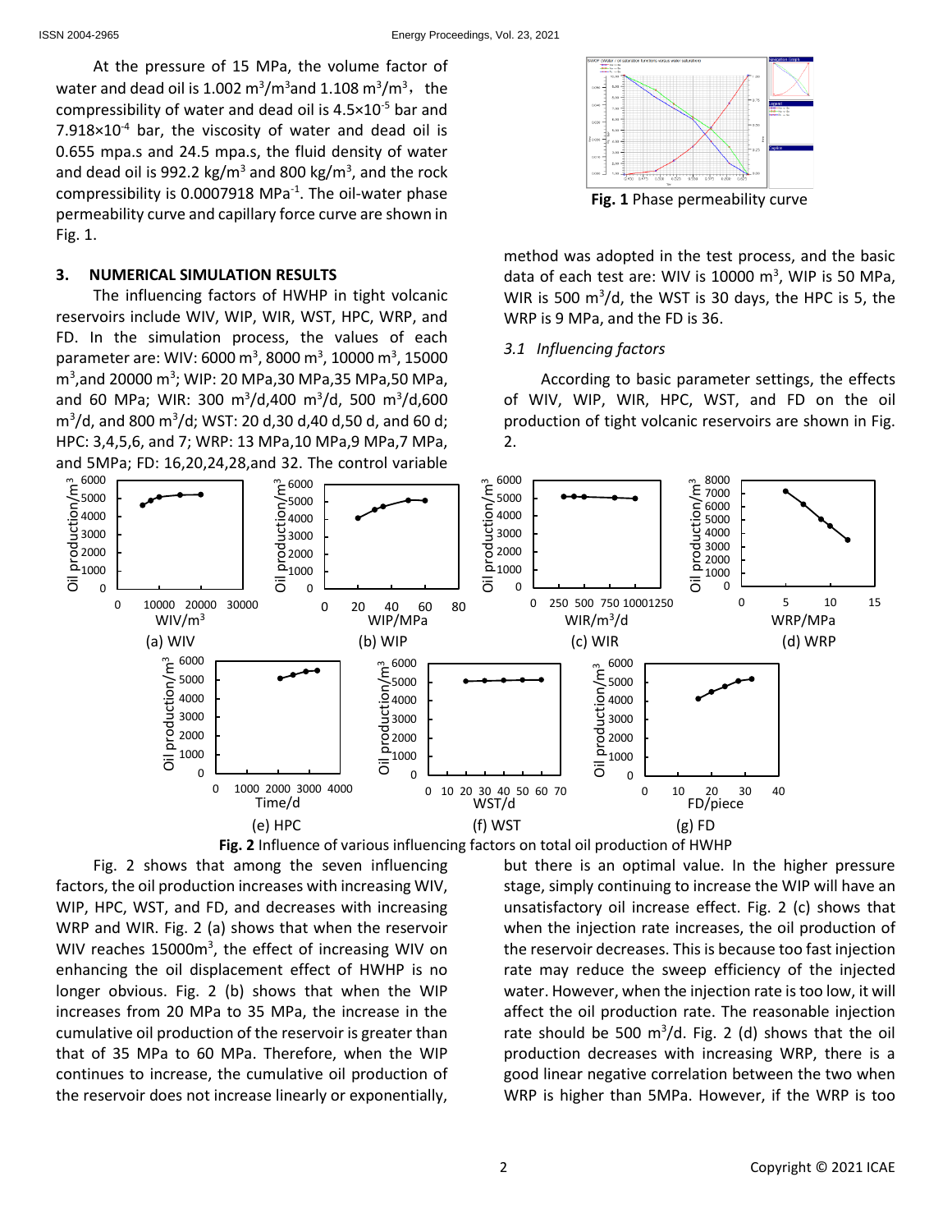At the pressure of 15 MPa, the volume factor of water and dead oil is 1.002 $m^3/m^3$ and 1.108 $m^3/m^3$, the compressibility of water and dead oil is $4.5\times10^{-5}$ bar and $7.918\times10^{-4}$ bar, the viscosity of water and dead oil is 0.655 mpa.s and 24.5 mpa.s, the fluid density of water and dead oil is 992.2 $kg/m^3$ and 800 $kg/m^3$, and the rock compressibility is 0.0007918 $MPa^{-1}$. The oil-water phase permeability curve and capillary force curve are shown in Fig. 1.

**Fig. 1** Phase permeability curve

## 3. NUMERICAL SIMULATION RESULTS

The influencing factors of HWHP in tight volcanic reservoirs include WIV, WIP, WIR, WST, HPC, WRP, and FD. In the simulation process, the values of each parameter are: WIV: 6000 $m^3$, 8000 $m^3$, 10000 $m^3$, 15000 $m^3$, and 20000 $m^3$; WIP: 20 MPa, 30 MPa, 35 MPa, 50 MPa, and 60 MPa; WIR: 300 $m^3$/d, 400 $m^3$/d, 500 $m^3$/d, 600 $m^3$/d, and 800 $m^3$/d; WST: 20 d, 30 d, 40 d, 50 d, and 60 d; HPC: 3, 4, 5, 6, and 7; WRP: 13 MPa, 10 MPa, 9 MPa, 7 MPa, and 5MPa; FD: 16, 20, 24, 28, and 32. The control variable method was adopted in the test process, and the basic data of each test are: WIV is 10000 $m^3$, WIP is 50 MPa, WIR is 500 $m^3$/d, the WST is 30 days, the HPC is 5, the WRP is 9 MPa, and the FD is 36.

### *3.1 Influencing factors*

According to basic parameter settings, the effects of WIV, WIP, WIR, HPC, WST, and FD on the oil production of tight volcanic reservoirs are shown in Fig. 2.

(a) WIV (b) WIP (c) WIR (d) WRP (e) HPC (f) WST (g) FD

**Fig. 2** Influence of various influencing factors on total oil production of HWHP

Fig. 2 shows that among the seven influencing factors, the oil production increases with increasing WIV, WIP, HPC, WST, and FD, and decreases with increasing WRP and WIR. Fig. 2 (a) shows that when the reservoir WIV reaches 15000$m^3$, the effect of increasing WIV on enhancing the oil displacement effect of HWHP is no longer obvious. Fig. 2 (b) shows that when the WIP increases from 20 MPa to 35 MPa, the increase in the cumulative oil production of the reservoir is greater than that of 35 MPa to 60 MPa. Therefore, when the WIP continues to increase, the cumulative oil production of the reservoir does not increase linearly or exponentially, but there is an optimal value. In the higher pressure stage, simply continuing to increase the WIP will have an unsatisfactory oil increase effect. Fig. 2 (c) shows that when the injection rate increases, the oil production of the reservoir decreases. This is because too fast injection rate may reduce the sweep efficiency of the injected water. However, when the injection rate is too low, it will affect the oil production rate. The reasonable injection rate should be 500 $m^3$/d. Fig. 2 (d) shows that the oil production decreases with increasing WRP, there is a good linear negative correlation between the two when WRP is higher than 5MPa. However, if the WRP is too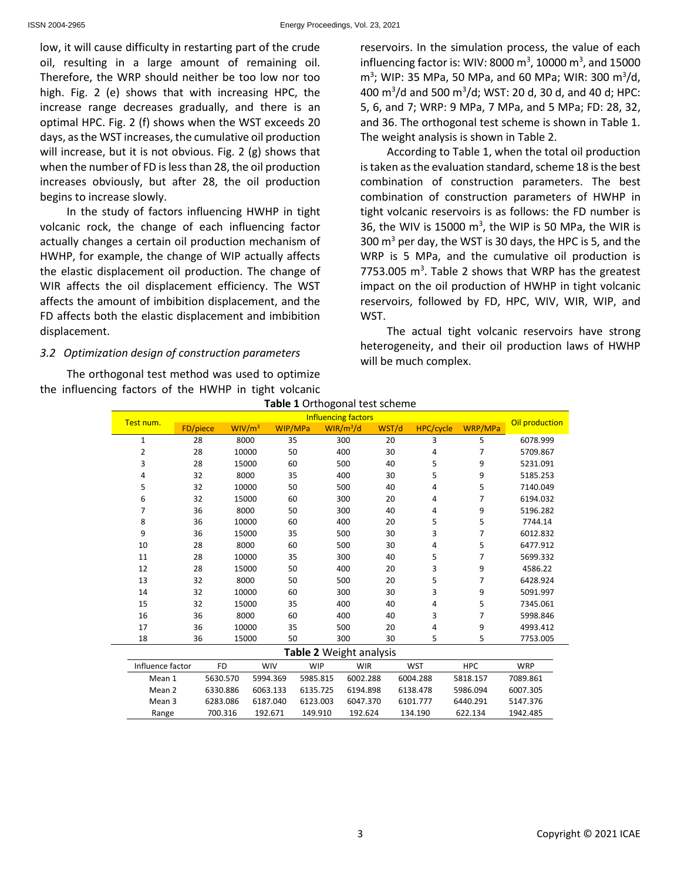low, it will cause difficulty in restarting part of the crude oil, resulting in a large amount of remaining oil. Therefore, the WRP should neither be too low nor too high. Fig. 2 (e) shows that with increasing HPC, the increase range decreases gradually, and there is an optimal HPC. Fig. 2 (f) shows when the WST exceeds 20 days, as the WST increases, the cumulative oil production will increase, but it is not obvious. Fig. 2 (g) shows that when the number of FD is less than 28, the oil production increases obviously, but after 28, the oil production begins to increase slowly.

In the study of factors influencing HWHP in tight volcanic rock, the change of each influencing factor actually changes a certain oil production mechanism of HWHP, for example, the change of WIP actually affects the elastic displacement oil production. The change of WIR affects the oil displacement efficiency. The WST affects the amount of imbibition displacement, and the FD affects both the elastic displacement and imbibition displacement.

### *3.2 Optimization design of construction parameters*

The orthogonal test method was used to optimize the influencing factors of the HWHP in tight volcanic reservoirs. In the simulation process, the value of each influencing factor is: WIV: 8000 m$^3$, 10000 m$^3$, and 15000 m$^3$; WIP: 35 MPa, 50 MPa, and 60 MPa; WIR: 300 m$^3$/d, 400 m$^3$/d and 500 m$^3$/d; WST: 20 d, 30 d, and 40 d; HPC: 5, 6, and 7; WRP: 9 MPa, 7 MPa, and 5 MPa; FD: 28, 32, and 36. The orthogonal test scheme is shown in Table 1. The weight analysis is shown in Table 2.

According to Table 1, when the total oil production is taken as the evaluation standard, scheme 18 is the best combination of construction parameters. The best combination of construction parameters of HWHP in tight volcanic reservoirs is as follows: the FD number is 36, the WIV is 15000 m$^3$, the WIP is 50 MPa, the WIR is 300 m$^3$ per day, the WST is 30 days, the HPC is 5, and the WRP is 5 MPa, and the cumulative oil production is 7753.005 m$^3$. Table 2 shows that WRP has the greatest impact on the oil production of HWHP in tight volcanic reservoirs, followed by FD, HPC, WIV, WIR, WIP, and WST.

The actual tight volcanic reservoirs have strong heterogeneity, and their oil production laws of HWHP will be much complex.

**Table 1** Orthogonal test scheme

| Test num. | Influencing factors | | | | | | | Oil production |
|---|---|---|---|---|---|---|---|---|
| | FD/piece | WIV/m$^3$ | WIP/MPa | WIR/m$^3$/d | WST/d | HPC/cycle | WRP/MPa | |
| 1 | 28 | 8000 | 35 | 300 | 20 | 3 | 5 | 6078.999 |
| 2 | 28 | 10000 | 50 | 400 | 30 | 4 | 7 | 5709.867 |
| 3 | 28 | 15000 | 60 | 500 | 40 | 5 | 9 | 5231.091 |
| 4 | 32 | 8000 | 35 | 400 | 30 | 5 | 9 | 5185.253 |
| 5 | 32 | 10000 | 50 | 500 | 40 | 4 | 5 | 7140.049 |
| 6 | 32 | 15000 | 60 | 300 | 20 | 4 | 7 | 6194.032 |
| 7 | 36 | 8000 | 50 | 300 | 40 | 4 | 9 | 5196.282 |
| 8 | 36 | 10000 | 60 | 400 | 20 | 5 | 5 | 7744.14 |
| 9 | 36 | 15000 | 35 | 500 | 30 | 3 | 7 | 6012.832 |
| 10 | 28 | 8000 | 60 | 500 | 30 | 4 | 5 | 6477.912 |
| 11 | 28 | 10000 | 35 | 300 | 40 | 5 | 7 | 5699.332 |
| 12 | 28 | 15000 | 50 | 400 | 20 | 3 | 9 | 4586.22 |
| 13 | 32 | 8000 | 50 | 500 | 20 | 5 | 7 | 6428.924 |
| 14 | 32 | 10000 | 60 | 300 | 30 | 3 | 9 | 5091.997 |
| 15 | 32 | 15000 | 35 | 400 | 40 | 4 | 5 | 7345.061 |
| 16 | 36 | 8000 | 60 | 400 | 40 | 3 | 7 | 5998.846 |
| 17 | 36 | 10000 | 35 | 500 | 20 | 4 | 9 | 4993.412 |
| 18 | 36 | 15000 | 50 | 300 | 30 | 5 | 5 | 7753.005 |

**Table 2** Weight analysis

| Influence factor | FD | WIV | WIP | WIR | WST | HPC | WRP |
|---|---|---|---|---|---|---|---|
| Mean 1 | 5630.570 | 5994.369 | 5985.815 | 6002.288 | 6004.288 | 5818.157 | 7089.861 |
| Mean 2 | 6330.886 | 6063.133 | 6135.725 | 6194.898 | 6138.478 | 5986.094 | 6007.305 |
| Mean 3 | 6283.086 | 6187.040 | 6123.003 | 6047.370 | 6101.777 | 6440.291 | 5147.376 |
| Range | 700.316 | 192.671 | 149.910 | 192.624 | 134.190 | 622.134 | 1942.485 |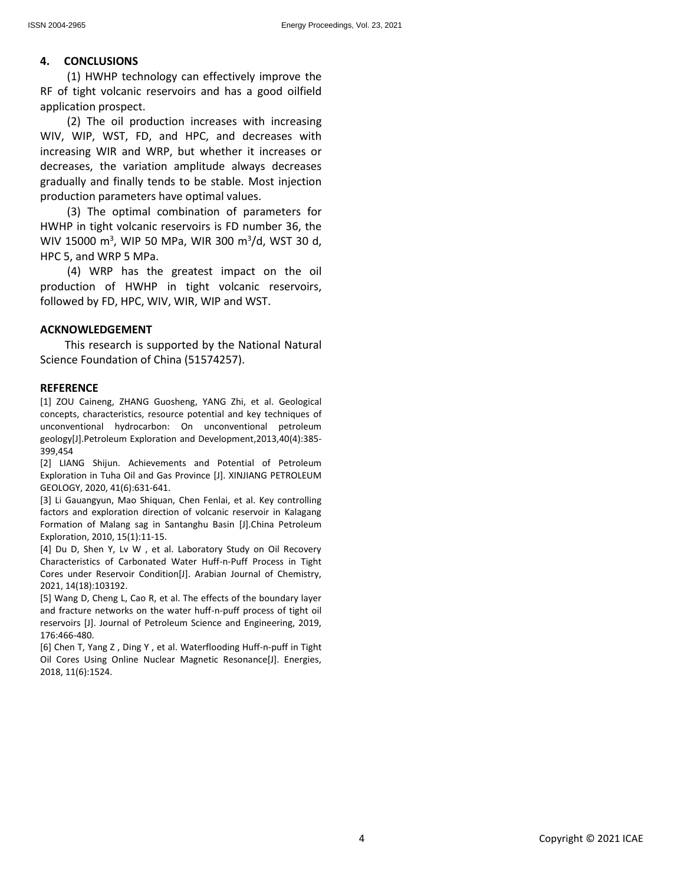## 4. CONCLUSIONS

(1) HWHP technology can effectively improve the RF of tight volcanic reservoirs and has a good oilfield application prospect.

(2) The oil production increases with increasing WIV, WIP, WST, FD, and HPC, and decreases with increasing WIR and WRP, but whether it increases or decreases, the variation amplitude always decreases gradually and finally tends to be stable. Most injection production parameters have optimal values.

(3) The optimal combination of parameters for HWHP in tight volcanic reservoirs is FD number 36, the WIV 15000 $m^3$, WIP 50 MPa, WIR 300 $m^3$/d, WST 30 d, HPC 5, and WRP 5 MPa.

(4) WRP has the greatest impact on the oil production of HWHP in tight volcanic reservoirs, followed by FD, HPC, WIV, WIR, WIP and WST.

## ACKNOWLEDGEMENT

This research is supported by the National Natural Science Foundation of China (51574257).

## REFERENCE

[1] ZOU Caineng, ZHANG Guosheng, YANG Zhi, et al. Geological concepts, characteristics, resource potential and key techniques of unconventional hydrocarbon: On unconventional petroleum geology[J].Petroleum Exploration and Development,2013,40(4):385-399,454

[2] LIANG Shijun. Achievements and Potential of Petroleum Exploration in Tuha Oil and Gas Province [J]. XINJIANG PETROLEUM GEOLOGY, 2020, 41(6):631-641.

[3] Li Gauangyun, Mao Shiquan, Chen Fenlai, et al. Key controlling factors and exploration direction of volcanic reservoir in Kalagang Formation of Malang sag in Santanghu Basin [J].China Petroleum Exploration, 2010, 15(1):11-15.

[4] Du D, Shen Y, Lv W , et al. Laboratory Study on Oil Recovery Characteristics of Carbonated Water Huff-n-Puff Process in Tight Cores under Reservoir Condition[J]. Arabian Journal of Chemistry, 2021, 14(18):103192.

[5] Wang D, Cheng L, Cao R, et al. The effects of the boundary layer and fracture networks on the water huff-n-puff process of tight oil reservoirs [J]. Journal of Petroleum Science and Engineering, 2019, 176:466-480.

[6] Chen T, Yang Z , Ding Y , et al. Waterflooding Huff-n-puff in Tight Oil Cores Using Online Nuclear Magnetic Resonance[J]. Energies, 2018, 11(6):1524.